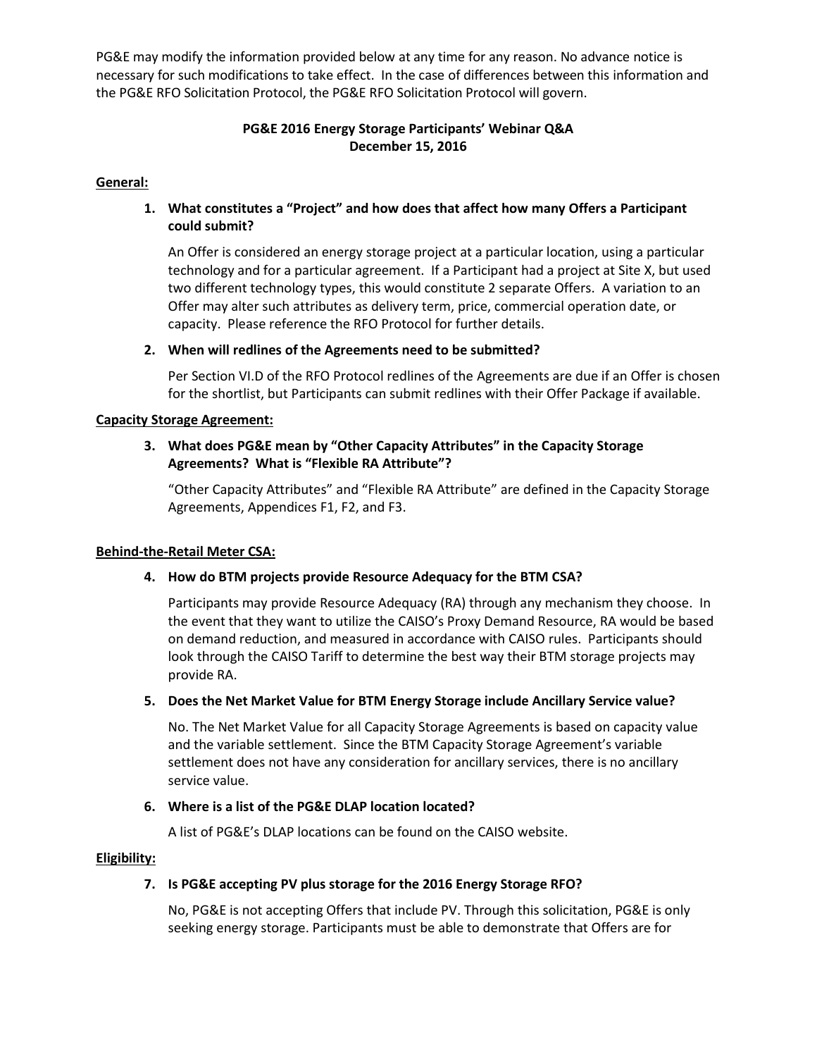PG&E may modify the information provided below at any time for any reason. No advance notice is necessary for such modifications to take effect. In the case of differences between this information and the PG&E RFO Solicitation Protocol, the PG&E RFO Solicitation Protocol will govern.

**PG&E 2016 Energy Storage Participants' Webinar Q&A**
**December 15, 2016**

**General:**

1. **What constitutes a "Project" and how does that affect how many Offers a Participant could submit?**

   An Offer is considered an energy storage project at a particular location, using a particular technology and for a particular agreement. If a Participant had a project at Site X, but used two different technology types, this would constitute 2 separate Offers. A variation to an Offer may alter such attributes as delivery term, price, commercial operation date, or capacity. Please reference the RFO Protocol for further details.

2. **When will redlines of the Agreements need to be submitted?**

   Per Section VI.D of the RFO Protocol redlines of the Agreements are due if an Offer is chosen for the shortlist, but Participants can submit redlines with their Offer Package if available.

**Capacity Storage Agreement:**

3. **What does PG&E mean by "Other Capacity Attributes" in the Capacity Storage Agreements? What is "Flexible RA Attribute"?**

   "Other Capacity Attributes" and "Flexible RA Attribute" are defined in the Capacity Storage Agreements, Appendices F1, F2, and F3.

**Behind-the-Retail Meter CSA:**

4. **How do BTM projects provide Resource Adequacy for the BTM CSA?**

   Participants may provide Resource Adequacy (RA) through any mechanism they choose. In the event that they want to utilize the CAISO's Proxy Demand Resource, RA would be based on demand reduction, and measured in accordance with CAISO rules. Participants should look through the CAISO Tariff to determine the best way their BTM storage projects may provide RA.

5. **Does the Net Market Value for BTM Energy Storage include Ancillary Service value?**

   No. The Net Market Value for all Capacity Storage Agreements is based on capacity value and the variable settlement. Since the BTM Capacity Storage Agreement's variable settlement does not have any consideration for ancillary services, there is no ancillary service value.

6. **Where is a list of the PG&E DLAP location located?**

   A list of PG&E's DLAP locations can be found on the CAISO website.

**Eligibility:**

7. **Is PG&E accepting PV plus storage for the 2016 Energy Storage RFO?**

   No, PG&E is not accepting Offers that include PV. Through this solicitation, PG&E is only seeking energy storage. Participants must be able to demonstrate that Offers are for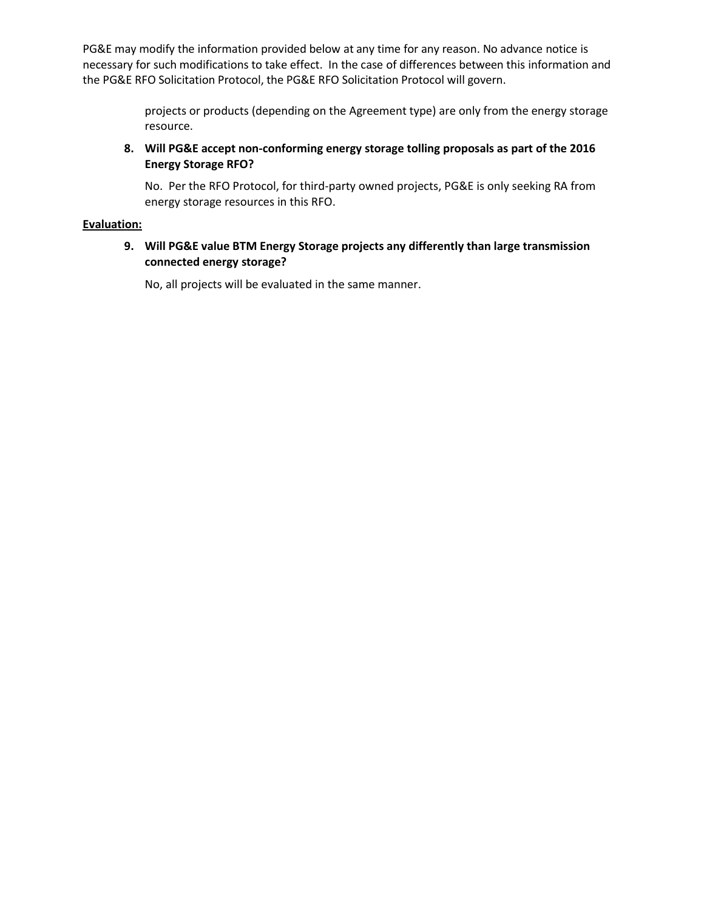PG&E may modify the information provided below at any time for any reason. No advance notice is necessary for such modifications to take effect. In the case of differences between this information and the PG&E RFO Solicitation Protocol, the PG&E RFO Solicitation Protocol will govern.

projects or products (depending on the Agreement type) are only from the energy storage resource.

8. **Will PG&E accept non-conforming energy storage tolling proposals as part of the 2016 Energy Storage RFO?**

   No. Per the RFO Protocol, for third-party owned projects, PG&E is only seeking RA from energy storage resources in this RFO.

**Evaluation:**

9. **Will PG&E value BTM Energy Storage projects any differently than large transmission connected energy storage?**

   No, all projects will be evaluated in the same manner.